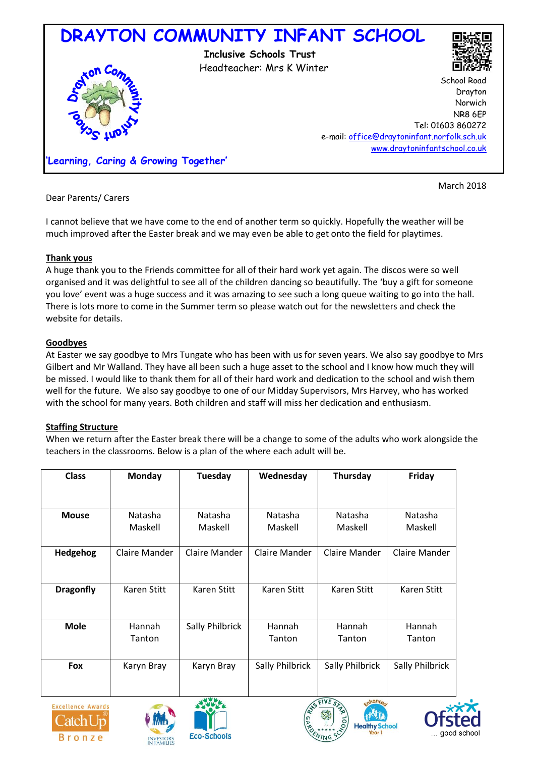# DRAYTON COMMUNITY INFANT SCHOOL

**Inclusive Schools Trust**

Headteacher: Mrs K Winter

School Road
Drayton
Norwich
NR8 6EP
Tel: 01603 860272
e-mail: office@draytoninfant.norfolk.sch.uk
www.draytoninfantschool.co.uk

**'Learning, Caring & Growing Together'**

March 2018

Dear Parents/ Carers

I cannot believe that we have come to the end of another term so quickly. Hopefully the weather will be much improved after the Easter break and we may even be able to get onto the field for playtimes.

**Thank yous**

A huge thank you to the Friends committee for all of their hard work yet again. The discos were so well organised and it was delightful to see all of the children dancing so beautifully. The 'buy a gift for someone you love' event was a huge success and it was amazing to see such a long queue waiting to go into the hall. There is lots more to come in the Summer term so please watch out for the newsletters and check the website for details.

**Goodbyes**

At Easter we say goodbye to Mrs Tungate who has been with us for seven years. We also say goodbye to Mrs Gilbert and Mr Walland. They have all been such a huge asset to the school and I know how much they will be missed. I would like to thank them for all of their hard work and dedication to the school and wish them well for the future. We also say goodbye to one of our Midday Supervisors, Mrs Harvey, who has worked with the school for many years. Both children and staff will miss her dedication and enthusiasm.

**Staffing Structure**

When we return after the Easter break there will be a change to some of the adults who work alongside the teachers in the classrooms. Below is a plan of the where each adult will be.

| Class | Monday | Tuesday | Wednesday | Thursday | Friday |
|---|---|---|---|---|---|
| **Mouse** | Natasha Maskell | Natasha Maskell | Natasha Maskell | Natasha Maskell | Natasha Maskell |
| **Hedgehog** | Claire Mander | Claire Mander | Claire Mander | Claire Mander | Claire Mander |
| **Dragonfly** | Karen Stitt | Karen Stitt | Karen Stitt | Karen Stitt | Karen Stitt |
| **Mole** | Hannah Tanton | Sally Philbrick | Hannah Tanton | Hannah Tanton | Hannah Tanton |
| **Fox** | Karyn Bray | Karyn Bray | Sally Philbrick | Sally Philbrick | Sally Philbrick |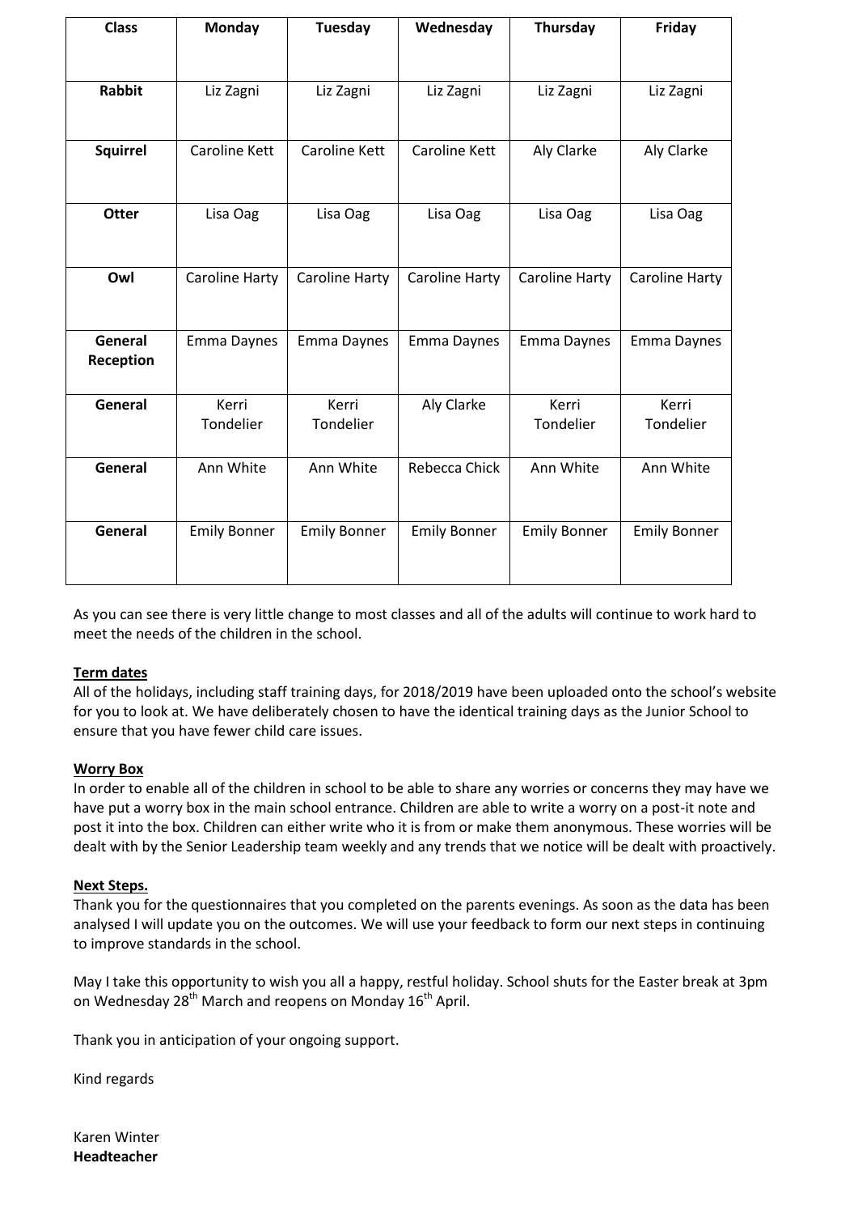| Class | Monday | Tuesday | Wednesday | Thursday | Friday |
| --- | --- | --- | --- | --- | --- |
| **Rabbit** | Liz Zagni | Liz Zagni | Liz Zagni | Liz Zagni | Liz Zagni |
| **Squirrel** | Caroline Kett | Caroline Kett | Caroline Kett | Aly Clarke | Aly Clarke |
| **Otter** | Lisa Oag | Lisa Oag | Lisa Oag | Lisa Oag | Lisa Oag |
| **Owl** | Caroline Harty | Caroline Harty | Caroline Harty | Caroline Harty | Caroline Harty |
| **General Reception** | Emma Daynes | Emma Daynes | Emma Daynes | Emma Daynes | Emma Daynes |
| **General** | Kerri Tondelier | Kerri Tondelier | Aly Clarke | Kerri Tondelier | Kerri Tondelier |
| **General** | Ann White | Ann White | Rebecca Chick | Ann White | Ann White |
| **General** | Emily Bonner | Emily Bonner | Emily Bonner | Emily Bonner | Emily Bonner |

As you can see there is very little change to most classes and all of the adults will continue to work hard to meet the needs of the children in the school.

**Term dates**

All of the holidays, including staff training days, for 2018/2019 have been uploaded onto the school's website for you to look at. We have deliberately chosen to have the identical training days as the Junior School to ensure that you have fewer child care issues.

**Worry Box**

In order to enable all of the children in school to be able to share any worries or concerns they may have we have put a worry box in the main school entrance. Children are able to write a worry on a post-it note and post it into the box. Children can either write who it is from or make them anonymous. These worries will be dealt with by the Senior Leadership team weekly and any trends that we notice will be dealt with proactively.

**Next Steps.**

Thank you for the questionnaires that you completed on the parents evenings. As soon as the data has been analysed I will update you on the outcomes. We will use your feedback to form our next steps in continuing to improve standards in the school.

May I take this opportunity to wish you all a happy, restful holiday. School shuts for the Easter break at 3pm on Wednesday 28th March and reopens on Monday 16th April.

Thank you in anticipation of your ongoing support.

Kind regards

Karen Winter
**Headteacher**